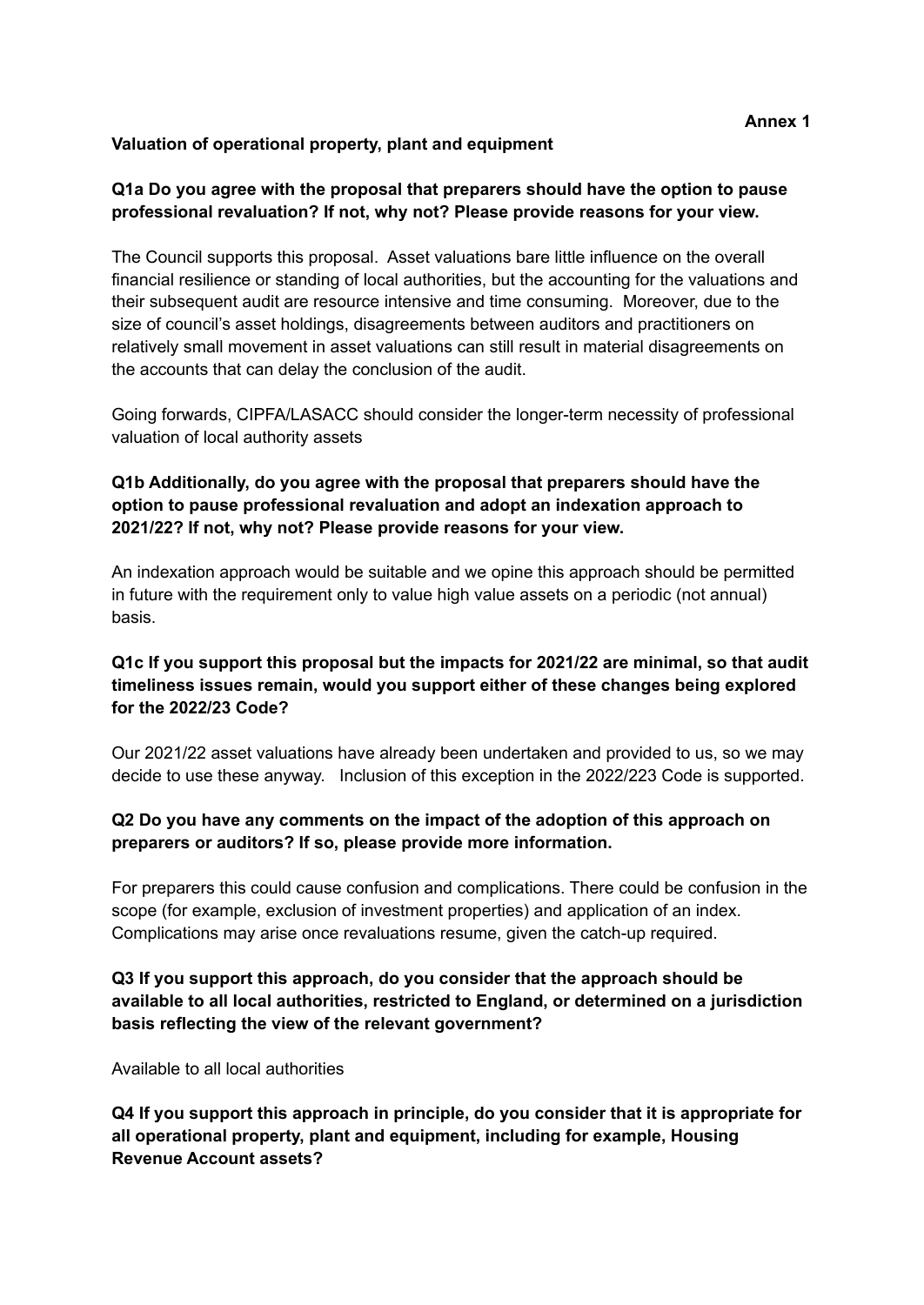**Annex 1**

**Valuation of operational property, plant and equipment**

**Q1a Do you agree with the proposal that preparers should have the option to pause professional revaluation? If not, why not? Please provide reasons for your view.**

The Council supports this proposal. Asset valuations bare little influence on the overall financial resilience or standing of local authorities, but the accounting for the valuations and their subsequent audit are resource intensive and time consuming. Moreover, due to the size of council's asset holdings, disagreements between auditors and practitioners on relatively small movement in asset valuations can still result in material disagreements on the accounts that can delay the conclusion of the audit.

Going forwards, CIPFA/LASACC should consider the longer-term necessity of professional valuation of local authority assets

**Q1b Additionally, do you agree with the proposal that preparers should have the option to pause professional revaluation and adopt an indexation approach to 2021/22? If not, why not? Please provide reasons for your view.**

An indexation approach would be suitable and we opine this approach should be permitted in future with the requirement only to value high value assets on a periodic (not annual) basis.

**Q1c If you support this proposal but the impacts for 2021/22 are minimal, so that audit timeliness issues remain, would you support either of these changes being explored for the 2022/23 Code?**

Our 2021/22 asset valuations have already been undertaken and provided to us, so we may decide to use these anyway. Inclusion of this exception in the 2022/223 Code is supported.

**Q2 Do you have any comments on the impact of the adoption of this approach on preparers or auditors? If so, please provide more information.**

For preparers this could cause confusion and complications. There could be confusion in the scope (for example, exclusion of investment properties) and application of an index. Complications may arise once revaluations resume, given the catch-up required.

**Q3 If you support this approach, do you consider that the approach should be available to all local authorities, restricted to England, or determined on a jurisdiction basis reflecting the view of the relevant government?**

Available to all local authorities

**Q4 If you support this approach in principle, do you consider that it is appropriate for all operational property, plant and equipment, including for example, Housing Revenue Account assets?**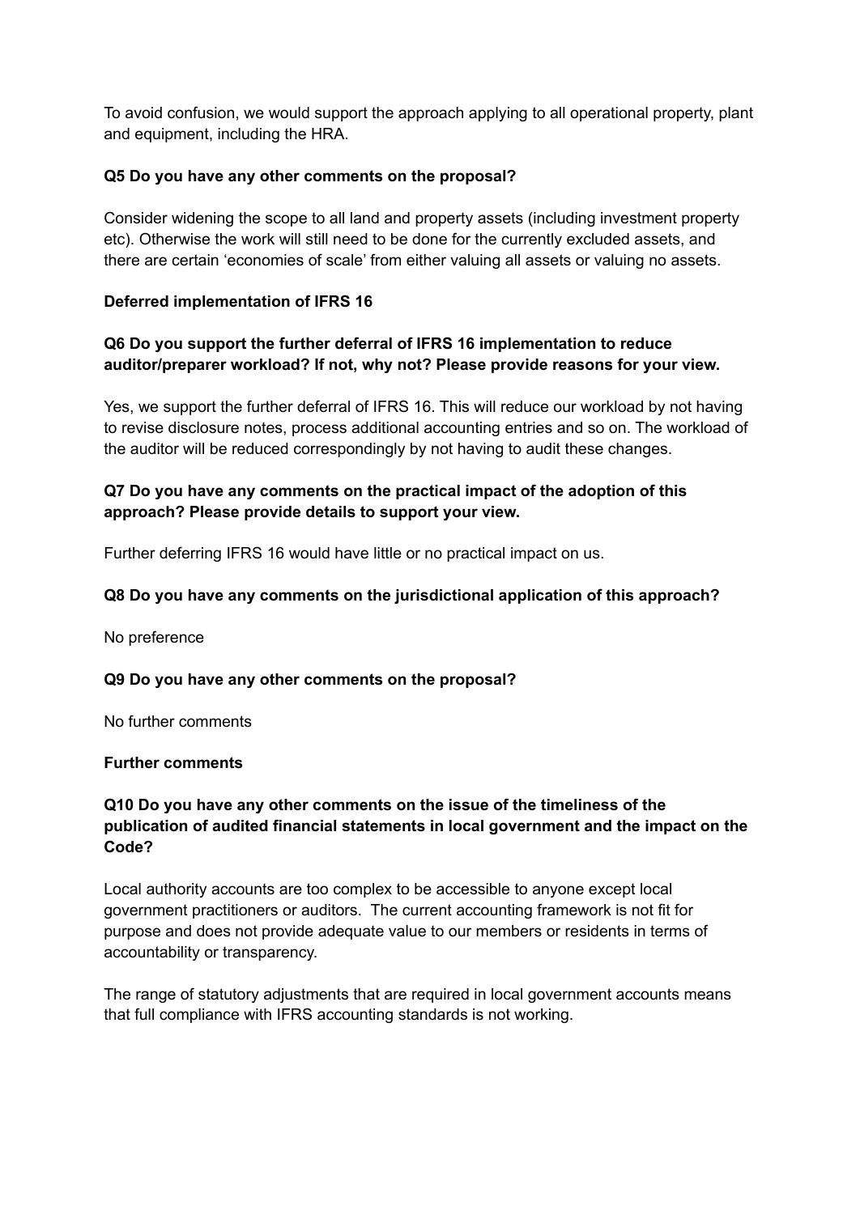To avoid confusion, we would support the approach applying to all operational property, plant and equipment, including the HRA.

**Q5 Do you have any other comments on the proposal?**

Consider widening the scope to all land and property assets (including investment property etc). Otherwise the work will still need to be done for the currently excluded assets, and there are certain 'economies of scale' from either valuing all assets or valuing no assets.

**Deferred implementation of IFRS 16**

**Q6 Do you support the further deferral of IFRS 16 implementation to reduce auditor/preparer workload? If not, why not? Please provide reasons for your view.**

Yes, we support the further deferral of IFRS 16. This will reduce our workload by not having to revise disclosure notes, process additional accounting entries and so on. The workload of the auditor will be reduced correspondingly by not having to audit these changes.

**Q7 Do you have any comments on the practical impact of the adoption of this approach? Please provide details to support your view.**

Further deferring IFRS 16 would have little or no practical impact on us.

**Q8 Do you have any comments on the jurisdictional application of this approach?**

No preference

**Q9 Do you have any other comments on the proposal?**

No further comments

**Further comments**

**Q10 Do you have any other comments on the issue of the timeliness of the publication of audited financial statements in local government and the impact on the Code?**

Local authority accounts are too complex to be accessible to anyone except local government practitioners or auditors. The current accounting framework is not fit for purpose and does not provide adequate value to our members or residents in terms of accountability or transparency.

The range of statutory adjustments that are required in local government accounts means that full compliance with IFRS accounting standards is not working.